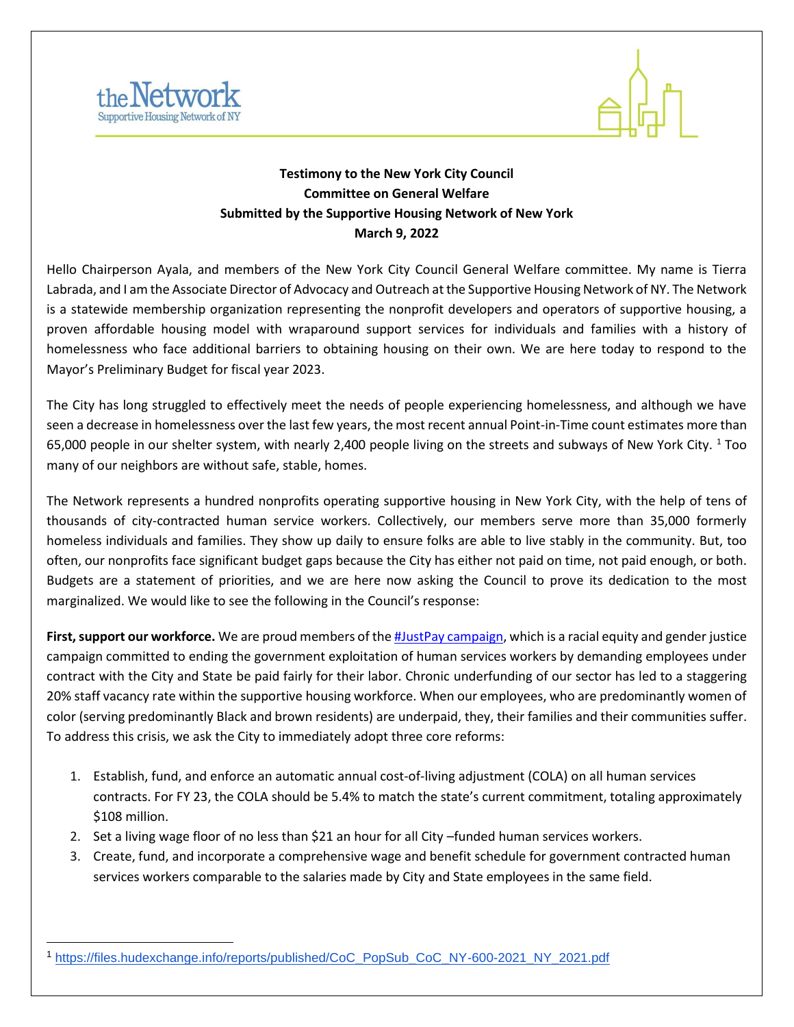theNetwork
Supportive Housing Network of NY

**Testimony to the New York City Council**
**Committee on General Welfare**
**Submitted by the Supportive Housing Network of New York**
**March 9, 2022**

Hello Chairperson Ayala, and members of the New York City Council General Welfare committee. My name is Tierra Labrada, and I am the Associate Director of Advocacy and Outreach at the Supportive Housing Network of NY. The Network is a statewide membership organization representing the nonprofit developers and operators of supportive housing, a proven affordable housing model with wraparound support services for individuals and families with a history of homelessness who face additional barriers to obtaining housing on their own. We are here today to respond to the Mayor's Preliminary Budget for fiscal year 2023.

The City has long struggled to effectively meet the needs of people experiencing homelessness, and although we have seen a decrease in homelessness over the last few years, the most recent annual Point-in-Time count estimates more than 65,000 people in our shelter system, with nearly 2,400 people living on the streets and subways of New York City. [1] Too many of our neighbors are without safe, stable, homes.

The Network represents a hundred nonprofits operating supportive housing in New York City, with the help of tens of thousands of city-contracted human service workers. Collectively, our members serve more than 35,000 formerly homeless individuals and families. They show up daily to ensure folks are able to live stably in the community. But, too often, our nonprofits face significant budget gaps because the City has either not paid on time, not paid enough, or both. Budgets are a statement of priorities, and we are here now asking the Council to prove its dedication to the most marginalized. We would like to see the following in the Council's response:

**First, support our workforce.** We are proud members of the #JustPay campaign, which is a racial equity and gender justice campaign committed to ending the government exploitation of human services workers by demanding employees under contract with the City and State be paid fairly for their labor. Chronic underfunding of our sector has led to a staggering 20% staff vacancy rate within the supportive housing workforce. When our employees, who are predominantly women of color (serving predominantly Black and brown residents) are underpaid, they, their families and their communities suffer. To address this crisis, we ask the City to immediately adopt three core reforms:

1. Establish, fund, and enforce an automatic annual cost-of-living adjustment (COLA) on all human services contracts. For FY 23, the COLA should be 5.4% to match the state's current commitment, totaling approximately $108 million.
2. Set a living wage floor of no less than $21 an hour for all City –funded human services workers.
3. Create, fund, and incorporate a comprehensive wage and benefit schedule for government contracted human services workers comparable to the salaries made by City and State employees in the same field.

---

[1] https://files.hudexchange.info/reports/published/CoC_PopSub_CoC_NY-600-2021_NY_2021.pdf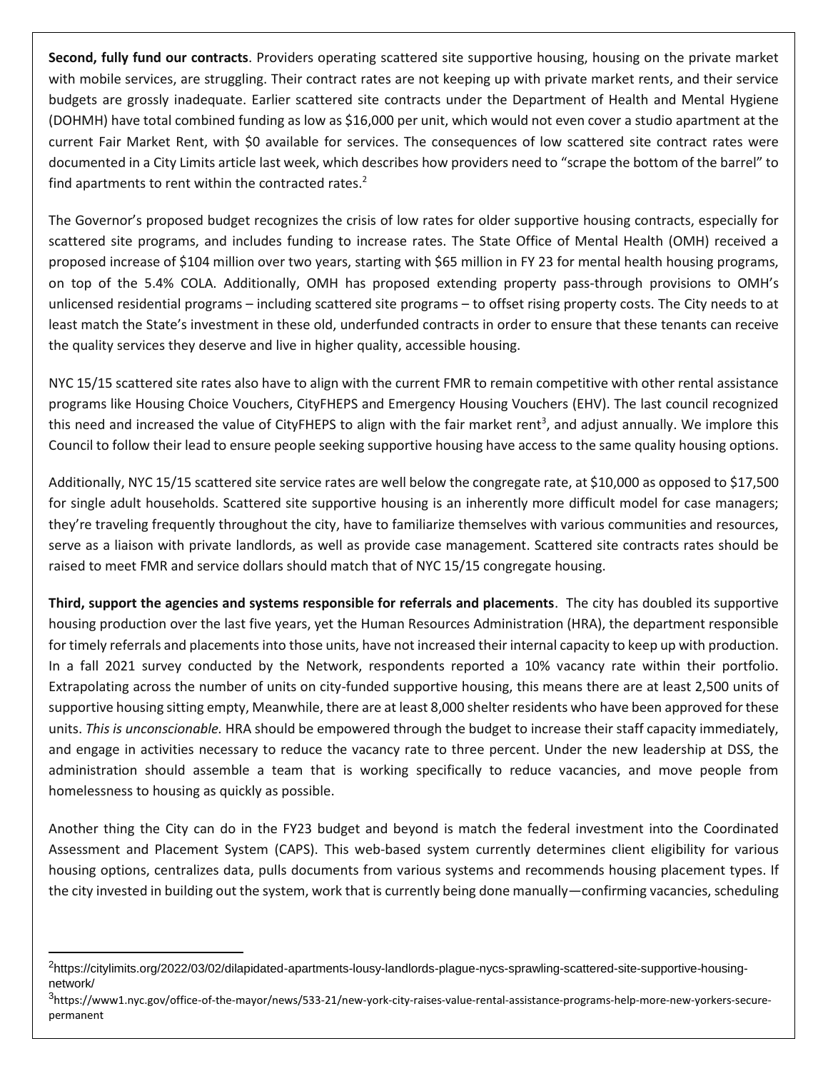**Second, fully fund our contracts**. Providers operating scattered site supportive housing, housing on the private market with mobile services, are struggling. Their contract rates are not keeping up with private market rents, and their service budgets are grossly inadequate. Earlier scattered site contracts under the Department of Health and Mental Hygiene (DOHMH) have total combined funding as low as $16,000 per unit, which would not even cover a studio apartment at the current Fair Market Rent, with $0 available for services. The consequences of low scattered site contract rates were documented in a City Limits article last week, which describes how providers need to "scrape the bottom of the barrel" to find apartments to rent within the contracted rates.[2]

The Governor's proposed budget recognizes the crisis of low rates for older supportive housing contracts, especially for scattered site programs, and includes funding to increase rates. The State Office of Mental Health (OMH) received a proposed increase of $104 million over two years, starting with $65 million in FY 23 for mental health housing programs, on top of the 5.4% COLA. Additionally, OMH has proposed extending property pass-through provisions to OMH's unlicensed residential programs – including scattered site programs – to offset rising property costs. The City needs to at least match the State's investment in these old, underfunded contracts in order to ensure that these tenants can receive the quality services they deserve and live in higher quality, accessible housing.

NYC 15/15 scattered site rates also have to align with the current FMR to remain competitive with other rental assistance programs like Housing Choice Vouchers, CityFHEPS and Emergency Housing Vouchers (EHV). The last council recognized this need and increased the value of CityFHEPS to align with the fair market rent[3], and adjust annually. We implore this Council to follow their lead to ensure people seeking supportive housing have access to the same quality housing options.

Additionally, NYC 15/15 scattered site service rates are well below the congregate rate, at $10,000 as opposed to $17,500 for single adult households. Scattered site supportive housing is an inherently more difficult model for case managers; they're traveling frequently throughout the city, have to familiarize themselves with various communities and resources, serve as a liaison with private landlords, as well as provide case management. Scattered site contracts rates should be raised to meet FMR and service dollars should match that of NYC 15/15 congregate housing.

**Third, support the agencies and systems responsible for referrals and placements**. The city has doubled its supportive housing production over the last five years, yet the Human Resources Administration (HRA), the department responsible for timely referrals and placements into those units, have not increased their internal capacity to keep up with production. In a fall 2021 survey conducted by the Network, respondents reported a 10% vacancy rate within their portfolio. Extrapolating across the number of units on city-funded supportive housing, this means there are at least 2,500 units of supportive housing sitting empty, Meanwhile, there are at least 8,000 shelter residents who have been approved for these units. *This is unconscionable.* HRA should be empowered through the budget to increase their staff capacity immediately, and engage in activities necessary to reduce the vacancy rate to three percent. Under the new leadership at DSS, the administration should assemble a team that is working specifically to reduce vacancies, and move people from homelessness to housing as quickly as possible.

Another thing the City can do in the FY23 budget and beyond is match the federal investment into the Coordinated Assessment and Placement System (CAPS). This web-based system currently determines client eligibility for various housing options, centralizes data, pulls documents from various systems and recommends housing placement types. If the city invested in building out the system, work that is currently being done manually—confirming vacancies, scheduling

---

[2] https://citylimits.org/2022/03/02/dilapidated-apartments-lousy-landlords-plague-nycs-sprawling-scattered-site-supportive-housing-network/

[3] https://www1.nyc.gov/office-of-the-mayor/news/533-21/new-york-city-raises-value-rental-assistance-programs-help-more-new-yorkers-secure-permanent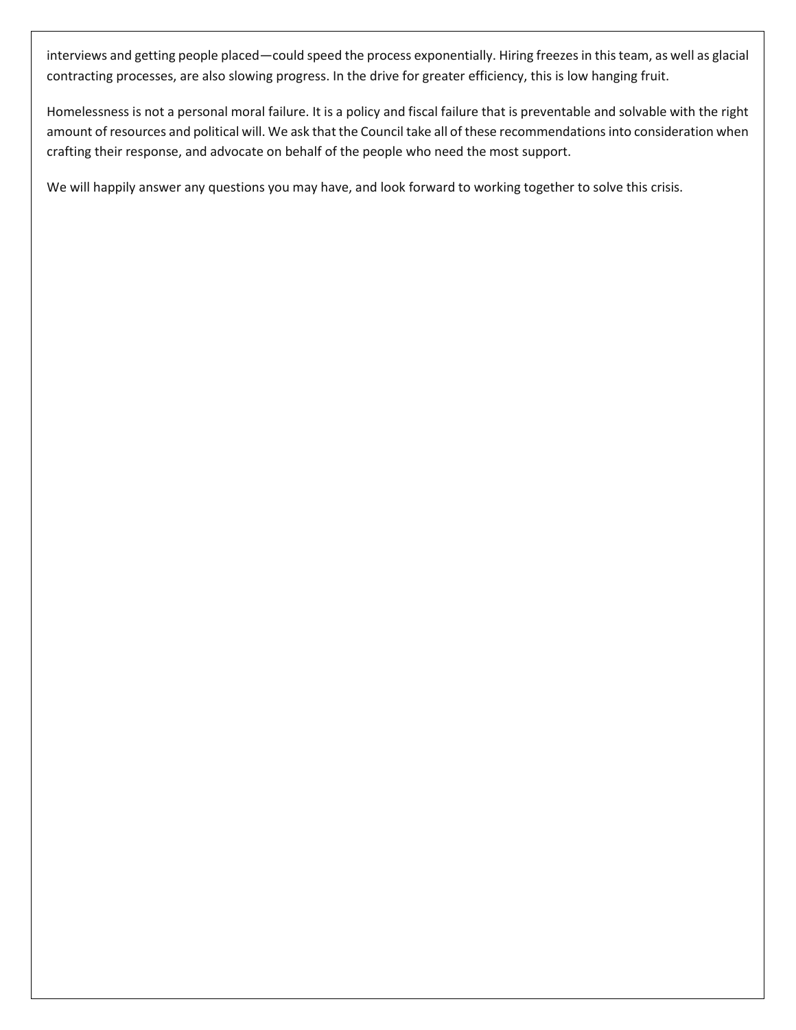interviews and getting people placed—could speed the process exponentially. Hiring freezes in this team, as well as glacial contracting processes, are also slowing progress. In the drive for greater efficiency, this is low hanging fruit.

Homelessness is not a personal moral failure. It is a policy and fiscal failure that is preventable and solvable with the right amount of resources and political will. We ask that the Council take all of these recommendations into consideration when crafting their response, and advocate on behalf of the people who need the most support.

We will happily answer any questions you may have, and look forward to working together to solve this crisis.